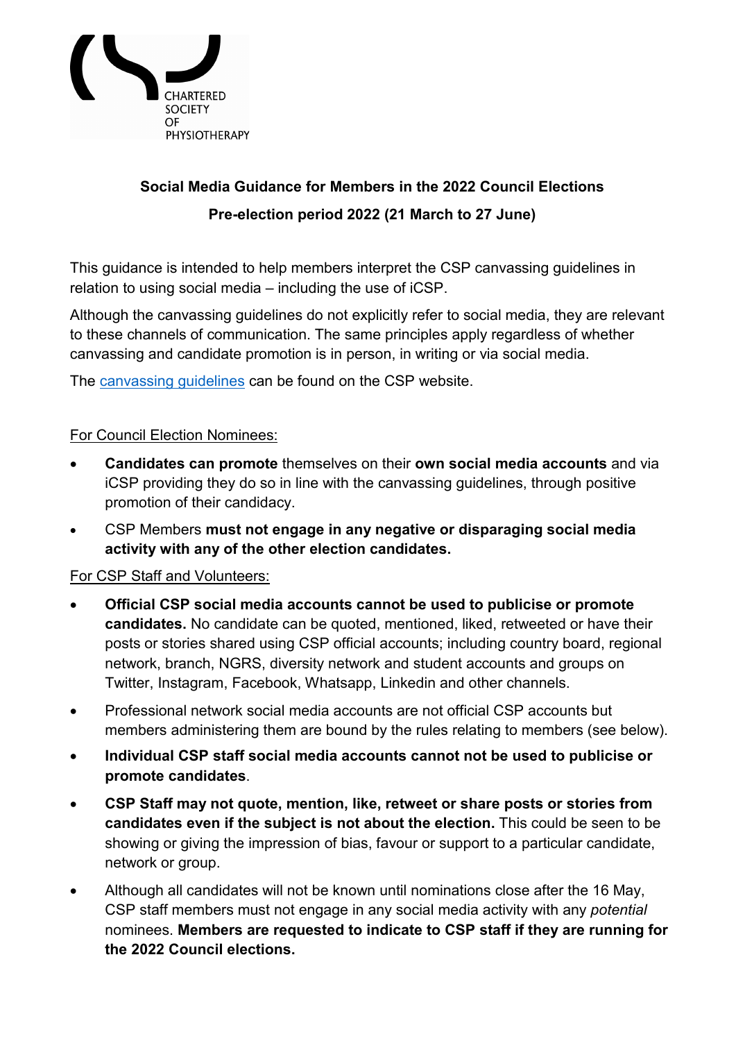CHARTERED SOCIETY OF PHYSIOTHERAPY

**Social Media Guidance for Members in the 2022 Council Elections**

**Pre-election period 2022 (21 March to 27 June)**

This guidance is intended to help members interpret the CSP canvassing guidelines in relation to using social media – including the use of iCSP.

Although the canvassing guidelines do not explicitly refer to social media, they are relevant to these channels of communication. The same principles apply regardless of whether canvassing and candidate promotion is in person, in writing or via social media.

The canvassing guidelines can be found on the CSP website.

For Council Election Nominees:

- **Candidates can promote** themselves on their **own social media accounts** and via iCSP providing they do so in line with the canvassing guidelines, through positive promotion of their candidacy.
- CSP Members **must not engage in any negative or disparaging social media activity with any of the other election candidates.**

For CSP Staff and Volunteers:

- **Official CSP social media accounts cannot be used to publicise or promote candidates.** No candidate can be quoted, mentioned, liked, retweeted or have their posts or stories shared using CSP official accounts; including country board, regional network, branch, NGRS, diversity network and student accounts and groups on Twitter, Instagram, Facebook, Whatsapp, Linkedin and other channels.
- Professional network social media accounts are not official CSP accounts but members administering them are bound by the rules relating to members (see below).
- **Individual CSP staff social media accounts cannot not be used to publicise or promote candidates**.
- **CSP Staff may not quote, mention, like, retweet or share posts or stories from candidates even if the subject is not about the election.** This could be seen to be showing or giving the impression of bias, favour or support to a particular candidate, network or group.
- Although all candidates will not be known until nominations close after the 16 May, CSP staff members must not engage in any social media activity with any *potential* nominees. **Members are requested to indicate to CSP staff if they are running for the 2022 Council elections.**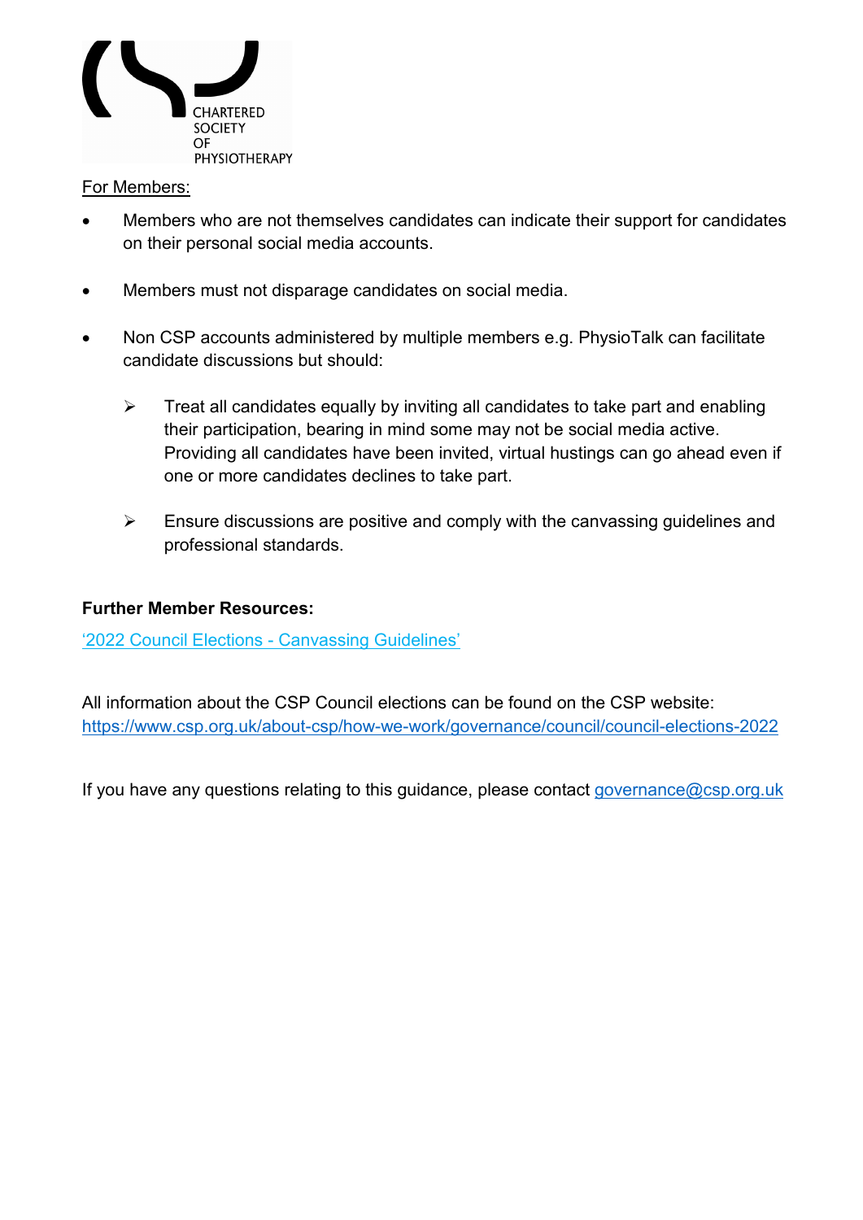For Members:

- Members who are not themselves candidates can indicate their support for candidates on their personal social media accounts.
- Members must not disparage candidates on social media.
- Non CSP accounts administered by multiple members e.g. PhysioTalk can facilitate candidate discussions but should:
    - Treat all candidates equally by inviting all candidates to take part and enabling their participation, bearing in mind some may not be social media active. Providing all candidates have been invited, virtual hustings can go ahead even if one or more candidates declines to take part.
    - Ensure discussions are positive and comply with the canvassing guidelines and professional standards.

**Further Member Resources:**

'2022 Council Elections - Canvassing Guidelines'

All information about the CSP Council elections can be found on the CSP website: https://www.csp.org.uk/about-csp/how-we-work/governance/council/council-elections-2022

If you have any questions relating to this guidance, please contact governance@csp.org.uk